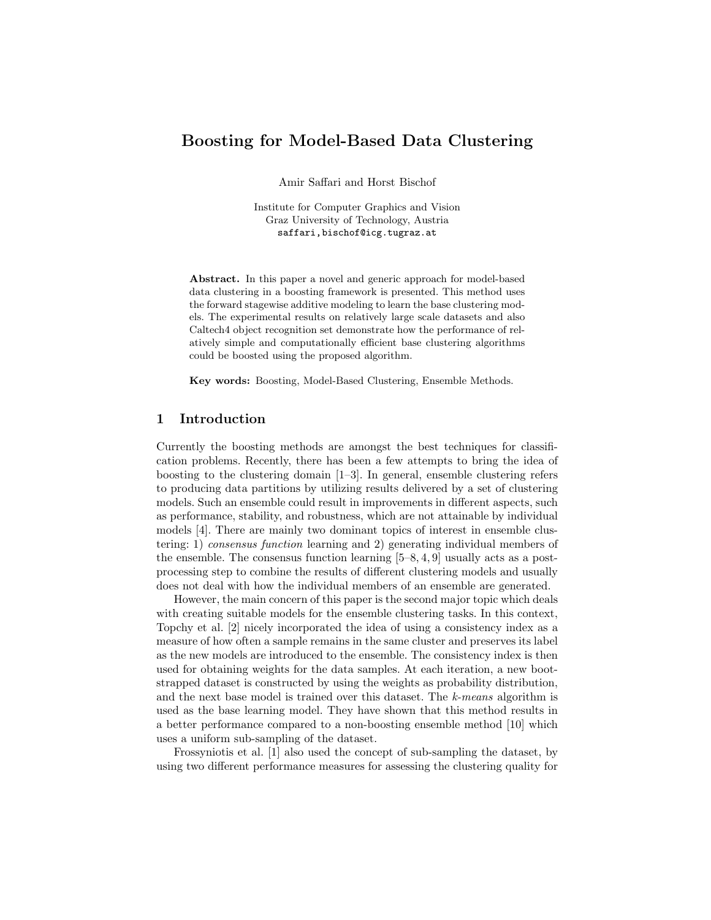# Boosting for Model-Based Data Clustering

Amir Saffari and Horst Bischof

Institute for Computer Graphics and Vision
Graz University of Technology, Austria
saffari,bischof@icg.tugraz.at

**Abstract.** In this paper a novel and generic approach for model-based data clustering in a boosting framework is presented. This method uses the forward stagewise additive modeling to learn the base clustering models. The experimental results on relatively large scale datasets and also Caltech4 object recognition set demonstrate how the performance of relatively simple and computationally efficient base clustering algorithms could be boosted using the proposed algorithm.

**Key words:** Boosting, Model-Based Clustering, Ensemble Methods.

## 1 Introduction

Currently the boosting methods are amongst the best techniques for classification problems. Recently, there has been a few attempts to bring the idea of boosting to the clustering domain [1–3]. In general, ensemble clustering refers to producing data partitions by utilizing results delivered by a set of clustering models. Such an ensemble could result in improvements in different aspects, such as performance, stability, and robustness, which are not attainable by individual models [4]. There are mainly two dominant topics of interest in ensemble clustering: 1) *consensus function* learning and 2) generating individual members of the ensemble. The consensus function learning [5–8, 4, 9] usually acts as a post-processing step to combine the results of different clustering models and usually does not deal with how the individual members of an ensemble are generated.

However, the main concern of this paper is the second major topic which deals with creating suitable models for the ensemble clustering tasks. In this context, Topchy et al. [2] nicely incorporated the idea of using a consistency index as a measure of how often a sample remains in the same cluster and preserves its label as the new models are introduced to the ensemble. The consistency index is then used for obtaining weights for the data samples. At each iteration, a new bootstrapped dataset is constructed by using the weights as probability distribution, and the next base model is trained over this dataset. The *k-means* algorithm is used as the base learning model. They have shown that this method results in a better performance compared to a non-boosting ensemble method [10] which uses a uniform sub-sampling of the dataset.

Frossyniotis et al. [1] also used the concept of sub-sampling the dataset, by using two different performance measures for assessing the clustering quality for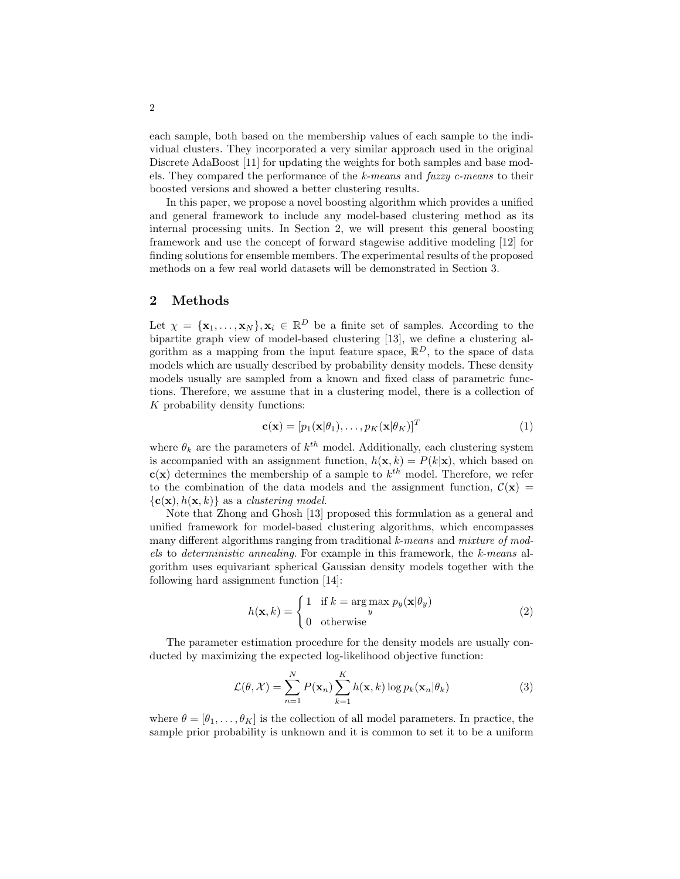each sample, both based on the membership values of each sample to the individual clusters. They incorporated a very similar approach used in the original Discrete AdaBoost [11] for updating the weights for both samples and base models. They compared the performance of the *k-means* and *fuzzy c-means* to their boosted versions and showed a better clustering results.

In this paper, we propose a novel boosting algorithm which provides a unified and general framework to include any model-based clustering method as its internal processing units. In Section 2, we will present this general boosting framework and use the concept of forward stagewise additive modeling [12] for finding solutions for ensemble members. The experimental results of the proposed methods on a few real world datasets will be demonstrated in Section 3.

## 2 Methods

Let $\chi = \{\mathbf{x}_1, \ldots, \mathbf{x}_N\}, \mathbf{x}_i \in \mathbb{R}^D$ be a finite set of samples. According to the bipartite graph view of model-based clustering [13], we define a clustering algorithm as a mapping from the input feature space, $\mathbb{R}^D$, to the space of data models which are usually described by probability density models. These density models usually are sampled from a known and fixed class of parametric functions. Therefore, we assume that in a clustering model, there is a collection of $K$ probability density functions:

$$\mathbf{c}(\mathbf{x}) = [p_1(\mathbf{x}|\theta_1), \ldots, p_K(\mathbf{x}|\theta_K)]^T \tag{1}$$

where $\theta_k$ are the parameters of $k^{th}$ model. Additionally, each clustering system is accompanied with an assignment function, $h(\mathbf{x}, k) = P(k|\mathbf{x})$, which based on $\mathbf{c}(\mathbf{x})$ determines the membership of a sample to $k^{th}$ model. Therefore, we refer to the combination of the data models and the assignment function, $\mathcal{C}(\mathbf{x}) = \{\mathbf{c}(\mathbf{x}), h(\mathbf{x}, k)\}$ as a *clustering model*.

Note that Zhong and Ghosh [13] proposed this formulation as a general and unified framework for model-based clustering algorithms, which encompasses many different algorithms ranging from traditional *k-means* and *mixture of models* to *deterministic annealing*. For example in this framework, the *k-means* algorithm uses equivariant spherical Gaussian density models together with the following hard assignment function [14]:

$$h(\mathbf{x}, k) = \begin{cases} 1 & \text{if } k = \arg\max\limits_{y} p_y(\mathbf{x}|\theta_y) \\ 0 & \text{otherwise} \end{cases} \tag{2}$$

The parameter estimation procedure for the density models are usually conducted by maximizing the expected log-likelihood objective function:

$$\mathcal{L}(\theta, \mathcal{X}) = \sum_{n=1}^{N} P(\mathbf{x}_n) \sum_{k=1}^{K} h(\mathbf{x}, k) \log p_k(\mathbf{x}_n|\theta_k) \tag{3}$$

where $\theta = [\theta_1, \ldots, \theta_K]$ is the collection of all model parameters. In practice, the sample prior probability is unknown and it is common to set it to be a uniform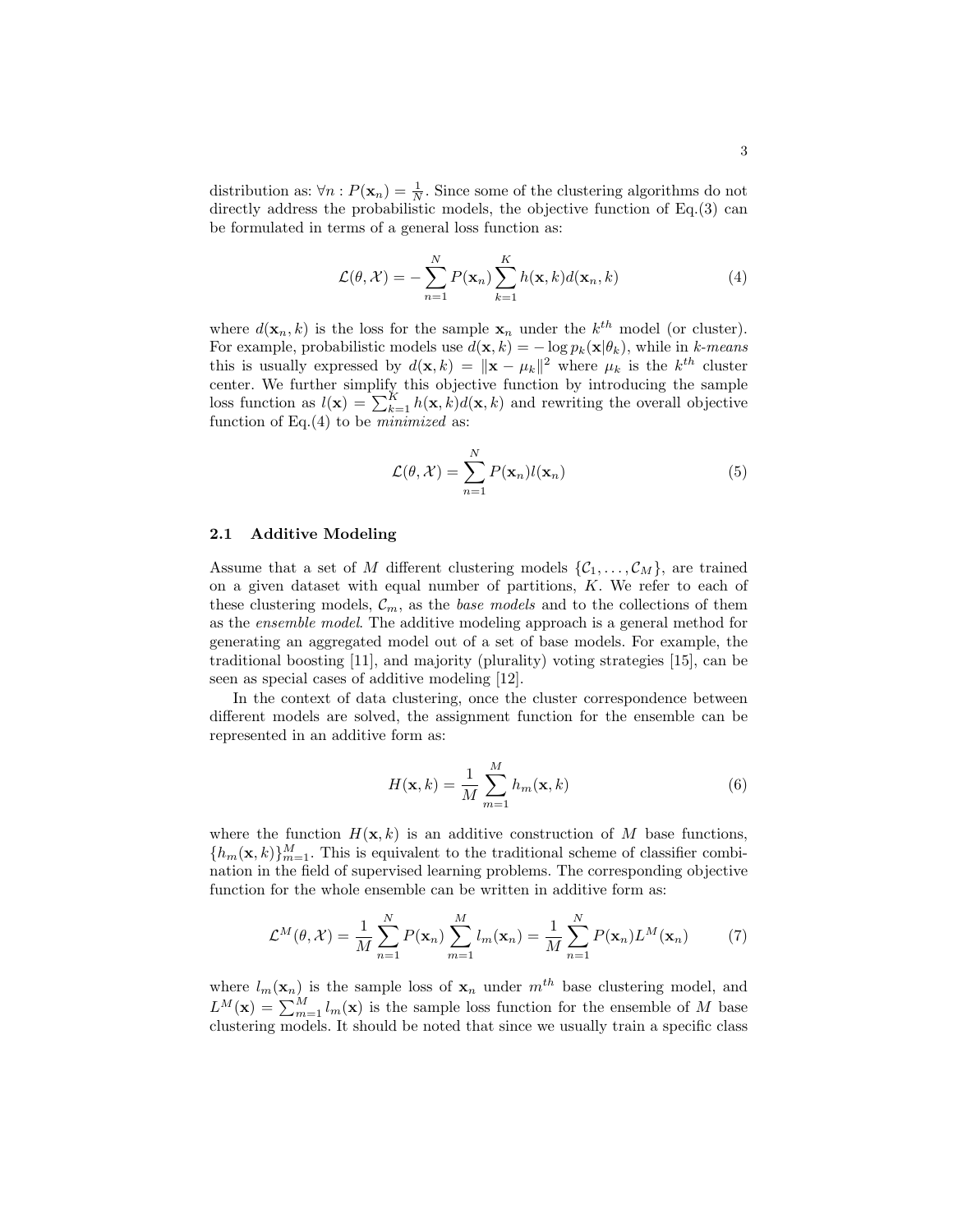distribution as: $\forall n : P(\mathbf{x}_n) = \frac{1}{N}$. Since some of the clustering algorithms do not directly address the probabilistic models, the objective function of Eq.(3) can be formulated in terms of a general loss function as:

$$\mathcal{L}(\theta, \mathcal{X}) = -\sum_{n=1}^{N} P(\mathbf{x}_n) \sum_{k=1}^{K} h(\mathbf{x}, k) d(\mathbf{x}_n, k) \tag{4}$$

where $d(\mathbf{x}_n, k)$ is the loss for the sample $\mathbf{x}_n$ under the $k^{th}$ model (or cluster). For example, probabilistic models use $d(\mathbf{x}, k) = -\log p_k(\mathbf{x}|\theta_k)$, while in *k-means* this is usually expressed by $d(\mathbf{x}, k) = \|\mathbf{x} - \mu_k\|^2$ where $\mu_k$ is the $k^{th}$ cluster center. We further simplify this objective function by introducing the sample loss function as $l(\mathbf{x}) = \sum_{k=1}^{K} h(\mathbf{x}, k) d(\mathbf{x}, k)$ and rewriting the overall objective function of Eq.(4) to be *minimized* as:

$$\mathcal{L}(\theta, \mathcal{X}) = \sum_{n=1}^{N} P(\mathbf{x}_n) l(\mathbf{x}_n) \tag{5}$$

### 2.1 Additive Modeling

Assume that a set of $M$ different clustering models $\{\mathcal{C}_1, \dots, \mathcal{C}_M\}$, are trained on a given dataset with equal number of partitions, $K$. We refer to each of these clustering models, $\mathcal{C}_m$, as the *base models* and to the collections of them as the *ensemble model*. The additive modeling approach is a general method for generating an aggregated model out of a set of base models. For example, the traditional boosting [11], and majority (plurality) voting strategies [15], can be seen as special cases of additive modeling [12].

In the context of data clustering, once the cluster correspondence between different models are solved, the assignment function for the ensemble can be represented in an additive form as:

$$H(\mathbf{x}, k) = \frac{1}{M} \sum_{m=1}^{M} h_m(\mathbf{x}, k) \tag{6}$$

where the function $H(\mathbf{x}, k)$ is an additive construction of $M$ base functions, $\{h_m(\mathbf{x}, k)\}_{m=1}^{M}$. This is equivalent to the traditional scheme of classifier combination in the field of supervised learning problems. The corresponding objective function for the whole ensemble can be written in additive form as:

$$\mathcal{L}^M(\theta, \mathcal{X}) = \frac{1}{M} \sum_{n=1}^{N} P(\mathbf{x}_n) \sum_{m=1}^{M} l_m(\mathbf{x}_n) = \frac{1}{M} \sum_{n=1}^{N} P(\mathbf{x}_n) L^M(\mathbf{x}_n) \tag{7}$$

where $l_m(\mathbf{x}_n)$ is the sample loss of $\mathbf{x}_n$ under $m^{th}$ base clustering model, and $L^M(\mathbf{x}) = \sum_{m=1}^{M} l_m(\mathbf{x})$ is the sample loss function for the ensemble of $M$ base clustering models. It should be noted that since we usually train a specific class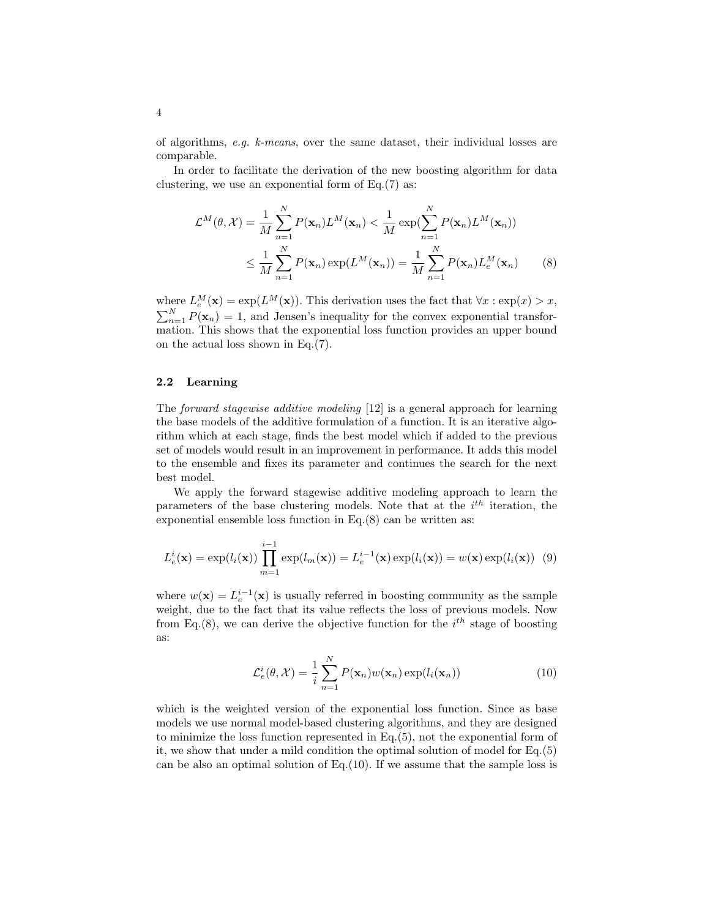of algorithms, *e.g. k-means*, over the same dataset, their individual losses are comparable.

In order to facilitate the derivation of the new boosting algorithm for data clustering, we use an exponential form of Eq.(7) as:

$$\mathcal{L}^M(\theta, \mathcal{X}) = \frac{1}{M}\sum_{n=1}^{N} P(\mathbf{x}_n) L^M(\mathbf{x}_n) < \frac{1}{M}\exp(\sum_{n=1}^{N} P(\mathbf{x}_n) L^M(\mathbf{x}_n))$$
$$\leq \frac{1}{M}\sum_{n=1}^{N} P(\mathbf{x}_n)\exp(L^M(\mathbf{x}_n)) = \frac{1}{M}\sum_{n=1}^{N} P(\mathbf{x}_n) L_e^M(\mathbf{x}_n) \qquad (8)$$

where $L_e^M(\mathbf{x}) = \exp(L^M(\mathbf{x}))$. This derivation uses the fact that $\forall x : \exp(x) > x$, $\sum_{n=1}^{N} P(\mathbf{x}_n) = 1$, and Jensen's inequality for the convex exponential transformation. This shows that the exponential loss function provides an upper bound on the actual loss shown in Eq.(7).

### 2.2 Learning

The *forward stagewise additive modeling* [12] is a general approach for learning the base models of the additive formulation of a function. It is an iterative algorithm which at each stage, finds the best model which if added to the previous set of models would result in an improvement in performance. It adds this model to the ensemble and fixes its parameter and continues the search for the next best model.

We apply the forward stagewise additive modeling approach to learn the parameters of the base clustering models. Note that at the $i^{th}$ iteration, the exponential ensemble loss function in Eq.(8) can be written as:

$$L_e^i(\mathbf{x}) = \exp(l_i(\mathbf{x}))\prod_{m=1}^{i-1}\exp(l_m(\mathbf{x})) = L_e^{i-1}(\mathbf{x})\exp(l_i(\mathbf{x})) = w(\mathbf{x})\exp(l_i(\mathbf{x})) \quad (9)$$

where $w(\mathbf{x}) = L_e^{i-1}(\mathbf{x})$ is usually referred in boosting community as the sample weight, due to the fact that its value reflects the loss of previous models. Now from Eq.(8), we can derive the objective function for the $i^{th}$ stage of boosting as:

$$\mathcal{L}_e^i(\theta, \mathcal{X}) = \frac{1}{i}\sum_{n=1}^{N} P(\mathbf{x}_n) w(\mathbf{x}_n)\exp(l_i(\mathbf{x}_n)) \qquad (10)$$

which is the weighted version of the exponential loss function. Since as base models we use normal model-based clustering algorithms, and they are designed to minimize the loss function represented in Eq.(5), not the exponential form of it, we show that under a mild condition the optimal solution of model for Eq.(5) can be also an optimal solution of Eq.(10). If we assume that the sample loss is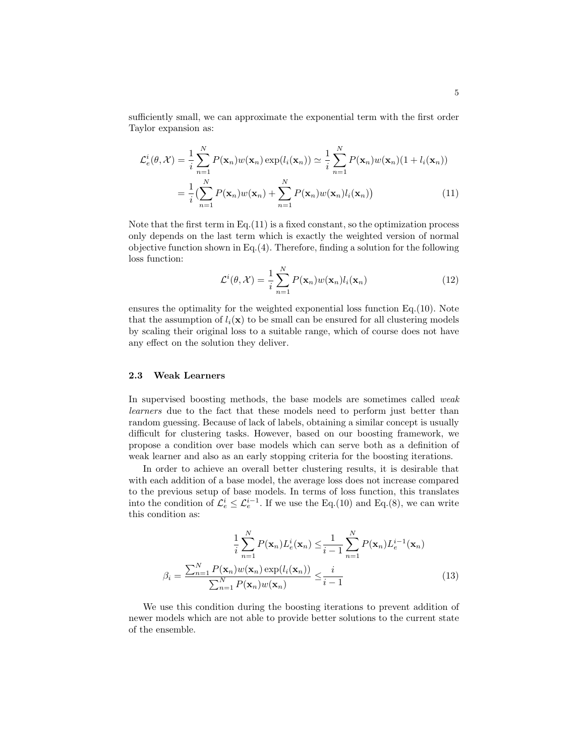sufficiently small, we can approximate the exponential term with the first order Taylor expansion as:

$$
\begin{aligned}
\mathcal{L}_e^i(\theta, \mathcal{X}) &= \frac{1}{i}\sum_{n=1}^{N} P(\mathbf{x}_n)w(\mathbf{x}_n)\exp(l_i(\mathbf{x}_n)) \simeq \frac{1}{i}\sum_{n=1}^{N} P(\mathbf{x}_n)w(\mathbf{x}_n)(1 + l_i(\mathbf{x}_n)) \\
&= \frac{1}{i}\big(\sum_{n=1}^{N} P(\mathbf{x}_n)w(\mathbf{x}_n) + \sum_{n=1}^{N} P(\mathbf{x}_n)w(\mathbf{x}_n)l_i(\mathbf{x}_n)\big) \qquad (11)
\end{aligned}
$$

Note that the first term in Eq.(11) is a fixed constant, so the optimization process only depends on the last term which is exactly the weighted version of normal objective function shown in Eq.(4). Therefore, finding a solution for the following loss function:

$$
\mathcal{L}^i(\theta, \mathcal{X}) = \frac{1}{i}\sum_{n=1}^{N} P(\mathbf{x}_n)w(\mathbf{x}_n)l_i(\mathbf{x}_n) \qquad (12)
$$

ensures the optimality for the weighted exponential loss function Eq.(10). Note that the assumption of $l_i(\mathbf{x})$ to be small can be ensured for all clustering models by scaling their original loss to a suitable range, which of course does not have any effect on the solution they deliver.

### 2.3 Weak Learners

In supervised boosting methods, the base models are sometimes called *weak learners* due to the fact that these models need to perform just better than random guessing. Because of lack of labels, obtaining a similar concept is usually difficult for clustering tasks. However, based on our boosting framework, we propose a condition over base models which can serve both as a definition of weak learner and also as an early stopping criteria for the boosting iterations.

In order to achieve an overall better clustering results, it is desirable that with each addition of a base model, the average loss does not increase compared to the previous setup of base models. In terms of loss function, this translates into the condition of $\mathcal{L}_e^i \leq \mathcal{L}_e^{i-1}$. If we use the Eq.(10) and Eq.(8), we can write this condition as:

$$
\begin{aligned}
\frac{1}{i}\sum_{n=1}^{N} P(\mathbf{x}_n)L_e^i(\mathbf{x}_n) &\leq \frac{1}{i-1}\sum_{n=1}^{N} P(\mathbf{x}_n)L_e^{i-1}(\mathbf{x}_n) \\
\beta_i = \frac{\sum_{n=1}^{N} P(\mathbf{x}_n)w(\mathbf{x}_n)\exp(l_i(\mathbf{x}_n))}{\sum_{n=1}^{N} P(\mathbf{x}_n)w(\mathbf{x}_n)} &\leq \frac{i}{i-1} \qquad (13)
\end{aligned}
$$

We use this condition during the boosting iterations to prevent addition of newer models which are not able to provide better solutions to the current state of the ensemble.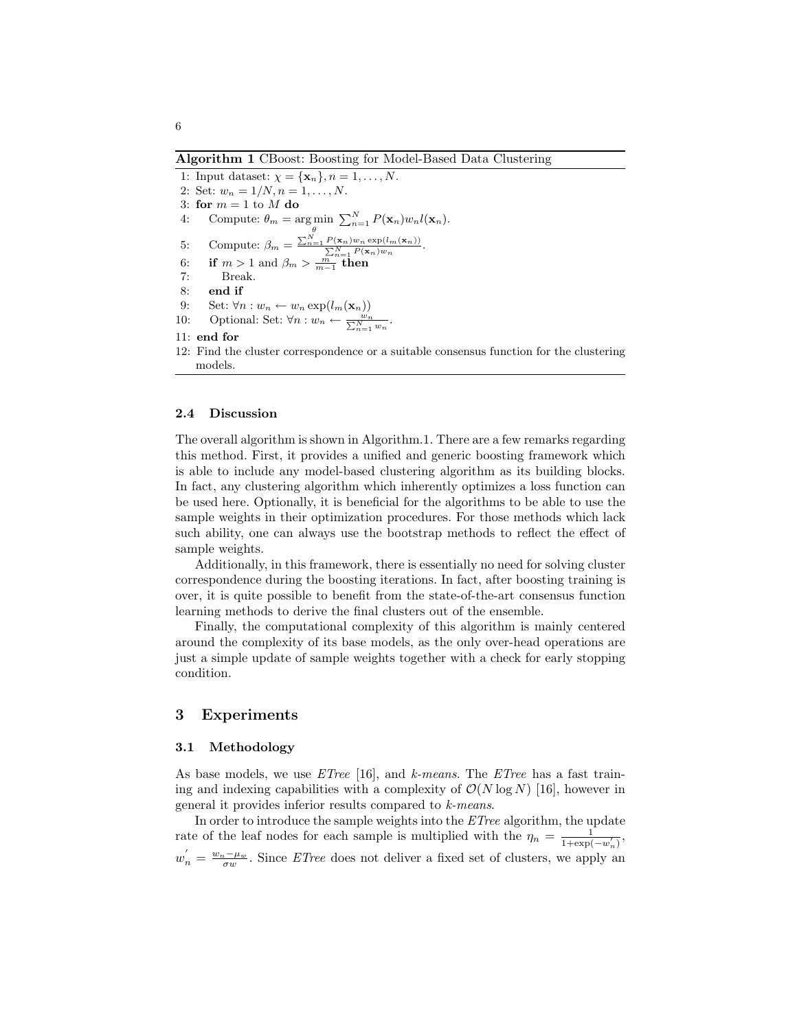**Algorithm 1** CBoost: Boosting for Model-Based Data Clustering

1: Input dataset: $\chi = \{\mathbf{x}_n\}, n = 1, \ldots, N$.
2: Set: $w_n = 1/N, n = 1, \ldots, N$.
3: **for** $m = 1$ to $M$ **do**
4: Compute: $\theta_m = \arg\min_{\theta} \sum_{n=1}^{N} P(\mathbf{x}_n) w_n l(\mathbf{x}_n)$.
5: Compute: $\beta_m = \frac{\sum_{n=1}^{N} P(\mathbf{x}_n) w_n \exp(l_m(\mathbf{x}_n))}{\sum_{n=1}^{N} P(\mathbf{x}_n) w_n}$.
6: **if** $m > 1$ and $\beta_m > \frac{m}{m-1}$ **then**
7: Break.
8: **end if**
9: Set: $\forall n : w_n \leftarrow w_n \exp(l_m(\mathbf{x}_n))$
10: Optional: Set: $\forall n : w_n \leftarrow \frac{w_n}{\sum_{n=1}^{N} w_n}$.
11: **end for**
12: Find the cluster correspondence or a suitable consensus function for the clustering models.

### 2.4 Discussion

The overall algorithm is shown in Algorithm.1. There are a few remarks regarding this method. First, it provides a unified and generic boosting framework which is able to include any model-based clustering algorithm as its building blocks. In fact, any clustering algorithm which inherently optimizes a loss function can be used here. Optionally, it is beneficial for the algorithms to be able to use the sample weights in their optimization procedures. For those methods which lack such ability, one can always use the bootstrap methods to reflect the effect of sample weights.

Additionally, in this framework, there is essentially no need for solving cluster correspondence during the boosting iterations. In fact, after boosting training is over, it is quite possible to benefit from the state-of-the-art consensus function learning methods to derive the final clusters out of the ensemble.

Finally, the computational complexity of this algorithm is mainly centered around the complexity of its base models, as the only over-head operations are just a simple update of sample weights together with a check for early stopping condition.

## 3 Experiments

### 3.1 Methodology

As base models, we use *ETree* [16], and *k-means*. The *ETree* has a fast training and indexing capabilities with a complexity of $\mathcal{O}(N \log N)$ [16], however in general it provides inferior results compared to *k-means*.

In order to introduce the sample weights into the *ETree* algorithm, the update rate of the leaf nodes for each sample is multiplied with the $\eta_n = \frac{1}{1+\exp(-w_n^{'})}$, $w_n^{'} = \frac{w_n - \mu_w}{\sigma w}$. Since *ETree* does not deliver a fixed set of clusters, we apply an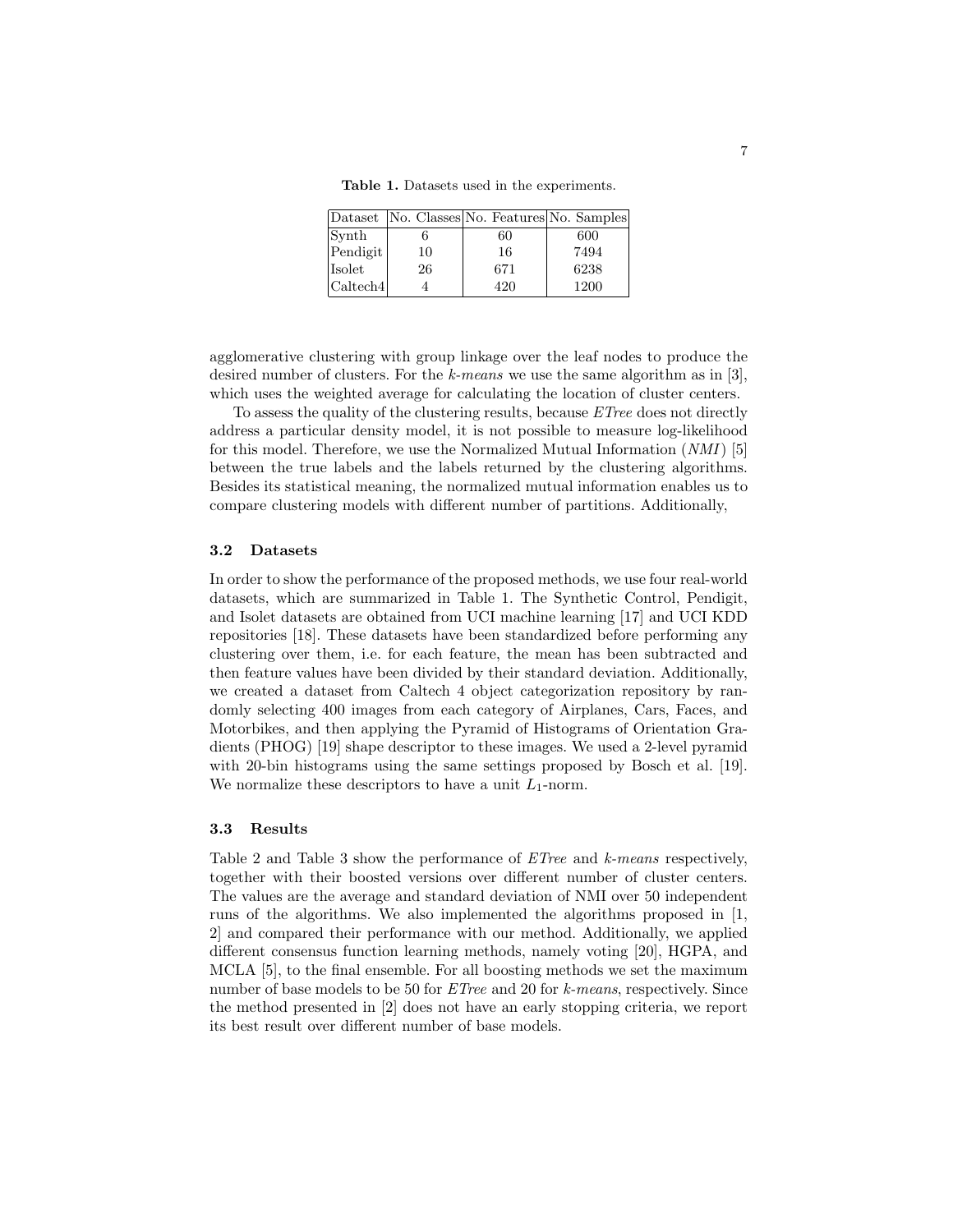**Table 1.** Datasets used in the experiments.

| Dataset | No. Classes | No. Features | No. Samples |
|---|---|---|---|
| Synth | 6 | 60 | 600 |
| Pendigit | 10 | 16 | 7494 |
| Isolet | 26 | 671 | 6238 |
| Caltech4 | 4 | 420 | 1200 |

agglomerative clustering with group linkage over the leaf nodes to produce the desired number of clusters. For the *k-means* we use the same algorithm as in [3], which uses the weighted average for calculating the location of cluster centers.

To assess the quality of the clustering results, because *ETree* does not directly address a particular density model, it is not possible to measure log-likelihood for this model. Therefore, we use the Normalized Mutual Information (*NMI*) [5] between the true labels and the labels returned by the clustering algorithms. Besides its statistical meaning, the normalized mutual information enables us to compare clustering models with different number of partitions. Additionally,

### 3.2 Datasets

In order to show the performance of the proposed methods, we use four real-world datasets, which are summarized in Table 1. The Synthetic Control, Pendigit, and Isolet datasets are obtained from UCI machine learning [17] and UCI KDD repositories [18]. These datasets have been standardized before performing any clustering over them, i.e. for each feature, the mean has been subtracted and then feature values have been divided by their standard deviation. Additionally, we created a dataset from Caltech 4 object categorization repository by randomly selecting 400 images from each category of Airplanes, Cars, Faces, and Motorbikes, and then applying the Pyramid of Histograms of Orientation Gradients (PHOG) [19] shape descriptor to these images. We used a 2-level pyramid with 20-bin histograms using the same settings proposed by Bosch et al. [19]. We normalize these descriptors to have a unit $L_1$-norm.

### 3.3 Results

Table 2 and Table 3 show the performance of *ETree* and *k-means* respectively, together with their boosted versions over different number of cluster centers. The values are the average and standard deviation of NMI over 50 independent runs of the algorithms. We also implemented the algorithms proposed in [1, 2] and compared their performance with our method. Additionally, we applied different consensus function learning methods, namely voting [20], HGPA, and MCLA [5], to the final ensemble. For all boosting methods we set the maximum number of base models to be 50 for *ETree* and 20 for *k-means*, respectively. Since the method presented in [2] does not have an early stopping criteria, we report its best result over different number of base models.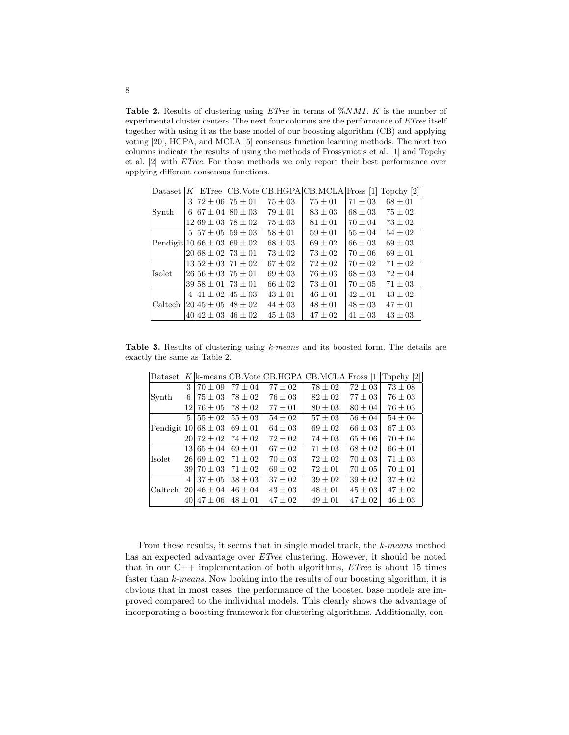**Table 2.** Results of clustering using *ETree* in terms of $\%NMI$. $K$ is the number of experimental cluster centers. The next four columns are the performance of *ETree* itself together with using it as the base model of our boosting algorithm (CB) and applying voting [20], HGPA, and MCLA [5] consensus function learning methods. The next two columns indicate the results of using the methods of Frossyniotis et al. [1] and Topchy et al. [2] with *ETree*. For those methods we only report their best performance over applying different consensus functions.

| Dataset | $K$ | ETree | CB.Vote | CB.HGPA | CB.MCLA | Fross [1] | Topchy [2] |
|---|---|---|---|---|---|---|---|
| Synth | 3 | $72 \pm 06$ | $75 \pm 01$ | $75 \pm 03$ | $75 \pm 01$ | $71 \pm 03$ | $68 \pm 01$ |
| | 6 | $67 \pm 04$ | $80 \pm 03$ | $79 \pm 01$ | $83 \pm 03$ | $68 \pm 03$ | $75 \pm 02$ |
| | 12 | $69 \pm 03$ | $78 \pm 02$ | $75 \pm 03$ | $81 \pm 01$ | $70 \pm 04$ | $73 \pm 02$ |
| Pendigit | 5 | $57 \pm 05$ | $59 \pm 03$ | $58 \pm 01$ | $59 \pm 01$ | $55 \pm 04$ | $54 \pm 02$ |
| | 10 | $66 \pm 03$ | $69 \pm 02$ | $68 \pm 03$ | $69 \pm 02$ | $66 \pm 03$ | $69 \pm 03$ |
| | 20 | $68 \pm 02$ | $73 \pm 01$ | $73 \pm 02$ | $73 \pm 02$ | $70 \pm 06$ | $69 \pm 01$ |
| Isolet | 13 | $52 \pm 03$ | $71 \pm 02$ | $67 \pm 02$ | $72 \pm 02$ | $70 \pm 02$ | $71 \pm 02$ |
| | 26 | $56 \pm 03$ | $75 \pm 01$ | $69 \pm 03$ | $76 \pm 03$ | $68 \pm 03$ | $72 \pm 04$ |
| | 39 | $58 \pm 01$ | $73 \pm 01$ | $66 \pm 02$ | $73 \pm 01$ | $70 \pm 05$ | $71 \pm 03$ |
| Caltech | 4 | $41 \pm 02$ | $45 \pm 03$ | $43 \pm 01$ | $46 \pm 01$ | $42 \pm 01$ | $43 \pm 02$ |
| | 20 | $45 \pm 05$ | $48 \pm 02$ | $44 \pm 03$ | $48 \pm 01$ | $48 \pm 03$ | $47 \pm 01$ |
| | 40 | $42 \pm 03$ | $46 \pm 02$ | $45 \pm 03$ | $47 \pm 02$ | $41 \pm 03$ | $43 \pm 03$ |

**Table 3.** Results of clustering using *k-means* and its boosted form. The details are exactly the same as Table 2.

| Dataset | $K$ | k-means | CB.Vote | CB.HGPA | CB.MCLA | Fross [1] | Topchy [2] |
|---|---|---|---|---|---|---|---|
| Synth | 3 | $70 \pm 09$ | $77 \pm 04$ | $77 \pm 02$ | $78 \pm 02$ | $72 \pm 03$ | $73 \pm 08$ |
| | 6 | $75 \pm 03$ | $78 \pm 02$ | $76 \pm 03$ | $82 \pm 02$ | $77 \pm 03$ | $76 \pm 03$ |
| | 12 | $76 \pm 05$ | $78 \pm 02$ | $77 \pm 01$ | $80 \pm 03$ | $80 \pm 04$ | $76 \pm 03$ |
| Pendigit | 5 | $55 \pm 02$ | $55 \pm 03$ | $54 \pm 02$ | $57 \pm 03$ | $56 \pm 04$ | $54 \pm 04$ |
| | 10 | $68 \pm 03$ | $69 \pm 01$ | $64 \pm 03$ | $69 \pm 02$ | $66 \pm 03$ | $67 \pm 03$ |
| | 20 | $72 \pm 02$ | $74 \pm 02$ | $72 \pm 02$ | $74 \pm 03$ | $65 \pm 06$ | $70 \pm 04$ |
| Isolet | 13 | $65 \pm 04$ | $69 \pm 01$ | $67 \pm 02$ | $71 \pm 03$ | $68 \pm 02$ | $66 \pm 01$ |
| | 26 | $69 \pm 02$ | $71 \pm 02$ | $70 \pm 03$ | $72 \pm 02$ | $70 \pm 03$ | $71 \pm 03$ |
| | 39 | $70 \pm 03$ | $71 \pm 02$ | $69 \pm 02$ | $72 \pm 01$ | $70 \pm 05$ | $70 \pm 01$ |
| Caltech | 4 | $37 \pm 05$ | $38 \pm 03$ | $37 \pm 02$ | $39 \pm 02$ | $39 \pm 02$ | $37 \pm 02$ |
| | 20 | $46 \pm 04$ | $46 \pm 04$ | $43 \pm 03$ | $48 \pm 01$ | $45 \pm 03$ | $47 \pm 02$ |
| | 40 | $47 \pm 06$ | $48 \pm 01$ | $47 \pm 02$ | $49 \pm 01$ | $47 \pm 02$ | $46 \pm 03$ |

From these results, it seems that in single model track, the *k-means* method has an expected advantage over *ETree* clustering. However, it should be noted that in our C++ implementation of both algorithms, *ETree* is about 15 times faster than *k-means*. Now looking into the results of our boosting algorithm, it is obvious that in most cases, the performance of the boosted base models are improved compared to the individual models. This clearly shows the advantage of incorporating a boosting framework for clustering algorithms. Additionally, con-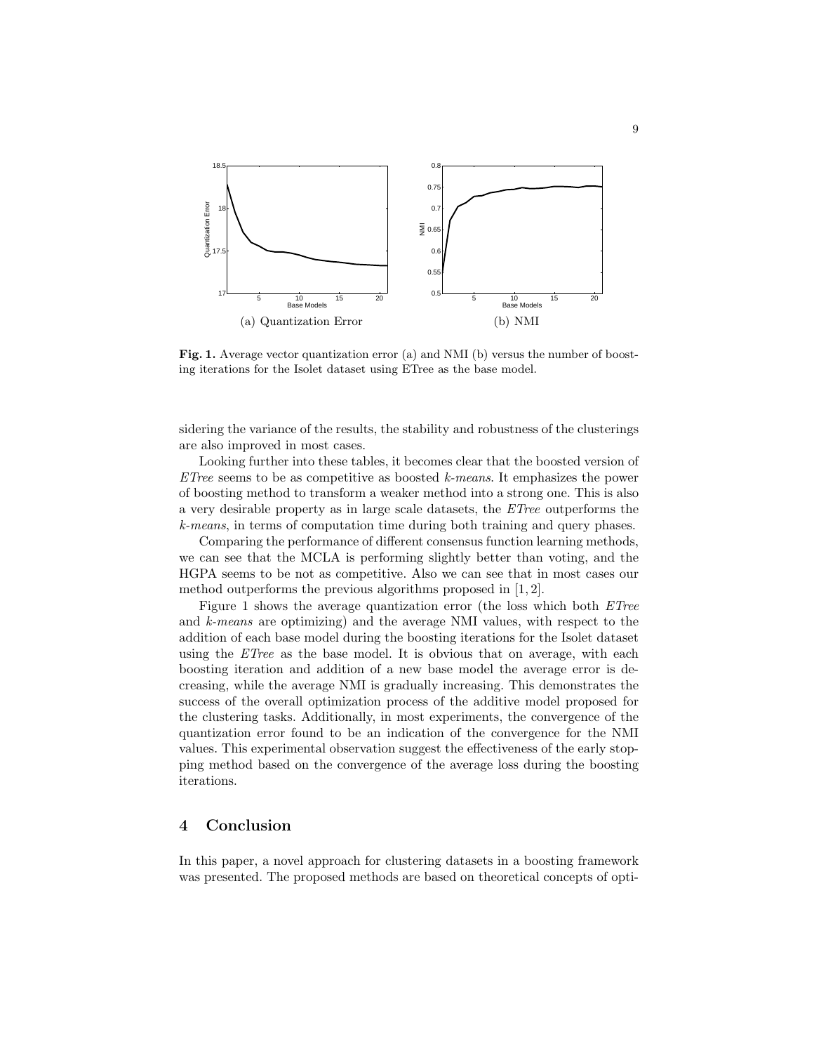(a) Quantization Error

(b) NMI

**Fig. 1.** Average vector quantization error (a) and NMI (b) versus the number of boosting iterations for the Isolet dataset using ETree as the base model.

sidering the variance of the results, the stability and robustness of the clusterings are also improved in most cases.

Looking further into these tables, it becomes clear that the boosted version of *ETree* seems to be as competitive as boosted *k-means*. It emphasizes the power of boosting method to transform a weaker method into a strong one. This is also a very desirable property as in large scale datasets, the *ETree* outperforms the *k-means*, in terms of computation time during both training and query phases.

Comparing the performance of different consensus function learning methods, we can see that the MCLA is performing slightly better than voting, and the HGPA seems to be not as competitive. Also we can see that in most cases our method outperforms the previous algorithms proposed in [1, 2].

Figure 1 shows the average quantization error (the loss which both *ETree* and *k-means* are optimizing) and the average NMI values, with respect to the addition of each base model during the boosting iterations for the Isolet dataset using the *ETree* as the base model. It is obvious that on average, with each boosting iteration and addition of a new base model the average error is decreasing, while the average NMI is gradually increasing. This demonstrates the success of the overall optimization process of the additive model proposed for the clustering tasks. Additionally, in most experiments, the convergence of the quantization error found to be an indication of the convergence for the NMI values. This experimental observation suggest the effectiveness of the early stopping method based on the convergence of the average loss during the boosting iterations.

## 4 Conclusion

In this paper, a novel approach for clustering datasets in a boosting framework was presented. The proposed methods are based on theoretical concepts of opti-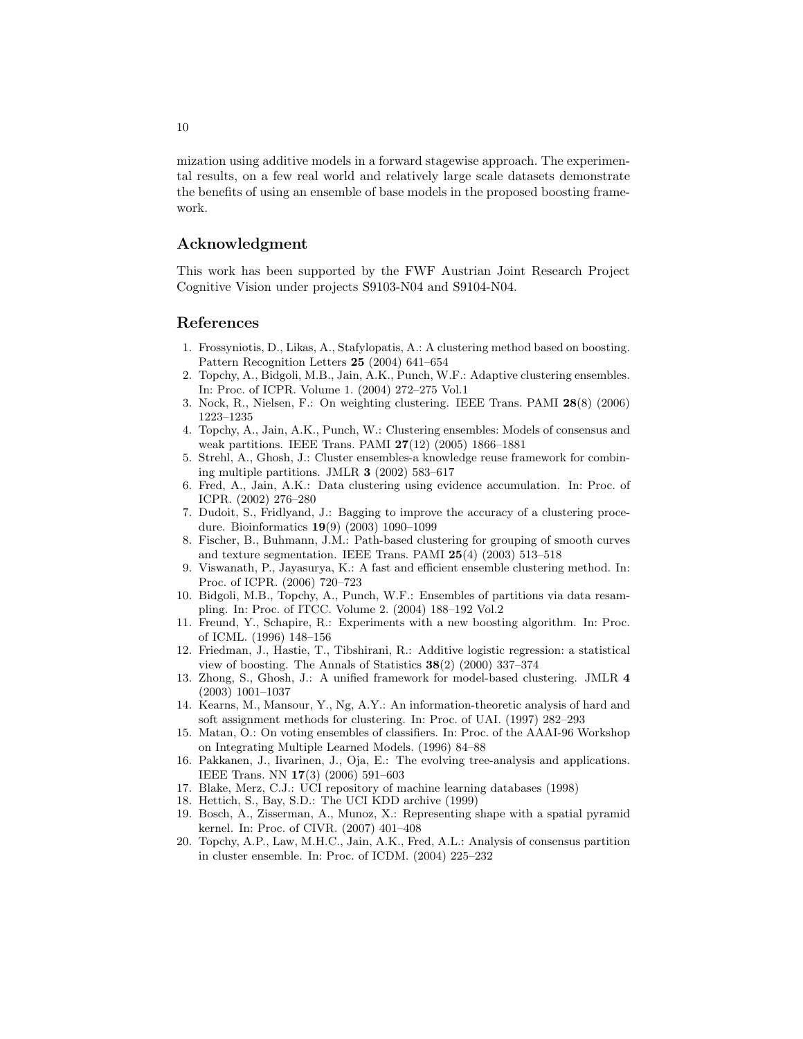mization using additive models in a forward stagewise approach. The experimental results, on a few real world and relatively large scale datasets demonstrate the benefits of using an ensemble of base models in the proposed boosting framework.

## Acknowledgment

This work has been supported by the FWF Austrian Joint Research Project Cognitive Vision under projects S9103-N04 and S9104-N04.

## References

1. Frossyniotis, D., Likas, A., Stafylopatis, A.: A clustering method based on boosting. Pattern Recognition Letters **25** (2004) 641–654
2. Topchy, A., Bidgoli, M.B., Jain, A.K., Punch, W.F.: Adaptive clustering ensembles. In: Proc. of ICPR. Volume 1. (2004) 272–275 Vol.1
3. Nock, R., Nielsen, F.: On weighting clustering. IEEE Trans. PAMI **28**(8) (2006) 1223–1235
4. Topchy, A., Jain, A.K., Punch, W.: Clustering ensembles: Models of consensus and weak partitions. IEEE Trans. PAMI **27**(12) (2005) 1866–1881
5. Strehl, A., Ghosh, J.: Cluster ensembles-a knowledge reuse framework for combining multiple partitions. JMLR **3** (2002) 583–617
6. Fred, A., Jain, A.K.: Data clustering using evidence accumulation. In: Proc. of ICPR. (2002) 276–280
7. Dudoit, S., Fridlyand, J.: Bagging to improve the accuracy of a clustering procedure. Bioinformatics **19**(9) (2003) 1090–1099
8. Fischer, B., Buhmann, J.M.: Path-based clustering for grouping of smooth curves and texture segmentation. IEEE Trans. PAMI **25**(4) (2003) 513–518
9. Viswanath, P., Jayasurya, K.: A fast and efficient ensemble clustering method. In: Proc. of ICPR. (2006) 720–723
10. Bidgoli, M.B., Topchy, A., Punch, W.F.: Ensembles of partitions via data resampling. In: Proc. of ITCC. Volume 2. (2004) 188–192 Vol.2
11. Freund, Y., Schapire, R.: Experiments with a new boosting algorithm. In: Proc. of ICML. (1996) 148–156
12. Friedman, J., Hastie, T., Tibshirani, R.: Additive logistic regression: a statistical view of boosting. The Annals of Statistics **38**(2) (2000) 337–374
13. Zhong, S., Ghosh, J.: A unified framework for model-based clustering. JMLR **4** (2003) 1001–1037
14. Kearns, M., Mansour, Y., Ng, A.Y.: An information-theoretic analysis of hard and soft assignment methods for clustering. In: Proc. of UAI. (1997) 282–293
15. Matan, O.: On voting ensembles of classifiers. In: Proc. of the AAAI-96 Workshop on Integrating Multiple Learned Models. (1996) 84–88
16. Pakkanen, J., Iivarinen, J., Oja, E.: The evolving tree-analysis and applications. IEEE Trans. NN **17**(3) (2006) 591–603
17. Blake, Merz, C.J.: UCI repository of machine learning databases (1998)
18. Hettich, S., Bay, S.D.: The UCI KDD archive (1999)
19. Bosch, A., Zisserman, A., Munoz, X.: Representing shape with a spatial pyramid kernel. In: Proc. of CIVR. (2007) 401–408
20. Topchy, A.P., Law, M.H.C., Jain, A.K., Fred, A.L.: Analysis of consensus partition in cluster ensemble. In: Proc. of ICDM. (2004) 225–232